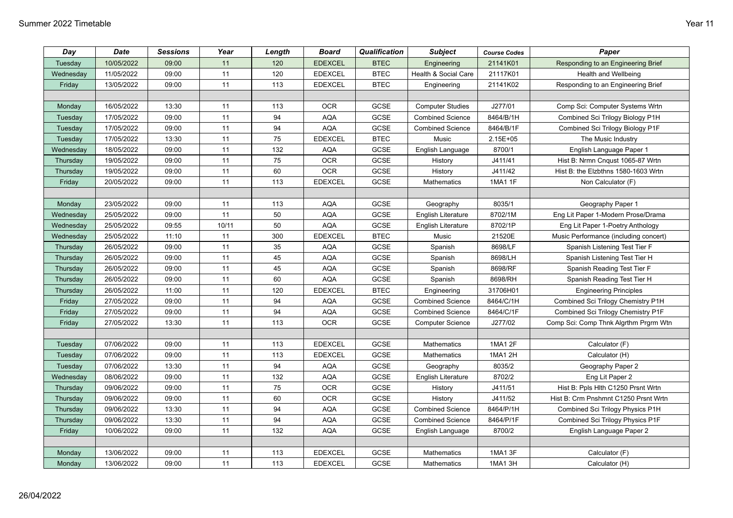# Summer 2022 Timetable

Year 11

| Day | Date | Sessions | Year | Length | Board | Qualification | Subject | Course Codes | Paper |
|---|---|---|---|---|---|---|---|---|---|
| Tuesday | 10/05/2022 | 09:00 | 11 | 120 | EDEXCEL | BTEC | Engineering | 21141K01 | Responding to an Engineering Brief |
| Wednesday | 11/05/2022 | 09:00 | 11 | 120 | EDEXCEL | BTEC | Health & Social Care | 21117K01 | Health and Wellbeing |
| Friday | 13/05/2022 | 09:00 | 11 | 113 | EDEXCEL | BTEC | Engineering | 21141K02 | Responding to an Engineering Brief |
| | | | | | | | | | |
| Monday | 16/05/2022 | 13:30 | 11 | 113 | OCR | GCSE | Computer Studies | J277/01 | Comp Sci: Computer Systems Wrtn |
| Tuesday | 17/05/2022 | 09:00 | 11 | 94 | AQA | GCSE | Combined Science | 8464/B/1H | Combined Sci Trilogy Biology P1H |
| Tuesday | 17/05/2022 | 09:00 | 11 | 94 | AQA | GCSE | Combined Science | 8464/B/1F | Combined Sci Trilogy Biology P1F |
| Tuesday | 17/05/2022 | 13:30 | 11 | 75 | EDEXCEL | BTEC | Music | 2.15E+05 | The Music Industry |
| Wednesday | 18/05/2022 | 09:00 | 11 | 132 | AQA | GCSE | English Language | 8700/1 | English Language Paper 1 |
| Thursday | 19/05/2022 | 09:00 | 11 | 75 | OCR | GCSE | History | J411/41 | Hist B: Nrmn Cnqust 1065-87 Wrtn |
| Thursday | 19/05/2022 | 09:00 | 11 | 60 | OCR | GCSE | History | J411/42 | Hist B: the Elzbthns 1580-1603 Wrtn |
| Friday | 20/05/2022 | 09:00 | 11 | 113 | EDEXCEL | GCSE | Mathematics | 1MA1 1F | Non Calculator (F) |
| | | | | | | | | | |
| Monday | 23/05/2022 | 09:00 | 11 | 113 | AQA | GCSE | Geography | 8035/1 | Geography Paper 1 |
| Wednesday | 25/05/2022 | 09:00 | 11 | 50 | AQA | GCSE | English Literature | 8702/1M | Eng Lit Paper 1-Modern Prose/Drama |
| Wednesday | 25/05/2022 | 09:55 | 10/11 | 50 | AQA | GCSE | English Literature | 8702/1P | Eng Lit Paper 1-Poetry Anthology |
| Wednesday | 25/05/2022 | 11:10 | 11 | 300 | EDEXCEL | BTEC | Music | 21520E | Music Performance (including concert) |
| Thursday | 26/05/2022 | 09:00 | 11 | 35 | AQA | GCSE | Spanish | 8698/LF | Spanish Listening Test Tier F |
| Thursday | 26/05/2022 | 09:00 | 11 | 45 | AQA | GCSE | Spanish | 8698/LH | Spanish Listening Test Tier H |
| Thursday | 26/05/2022 | 09:00 | 11 | 45 | AQA | GCSE | Spanish | 8698/RF | Spanish Reading Test Tier F |
| Thursday | 26/05/2022 | 09:00 | 11 | 60 | AQA | GCSE | Spanish | 8698/RH | Spanish Reading Test Tier H |
| Thursday | 26/05/2022 | 11:00 | 11 | 120 | EDEXCEL | BTEC | Engineering | 31706H01 | Engineering Principles |
| Friday | 27/05/2022 | 09:00 | 11 | 94 | AQA | GCSE | Combined Science | 8464/C/1H | Combined Sci Trilogy Chemistry P1H |
| Friday | 27/05/2022 | 09:00 | 11 | 94 | AQA | GCSE | Combined Science | 8464/C/1F | Combined Sci Trilogy Chemistry P1F |
| Friday | 27/05/2022 | 13:30 | 11 | 113 | OCR | GCSE | Computer Science | J277/02 | Comp Sci: Comp Thnk Algrthm Prgrm Wtn |
| | | | | | | | | | |
| Tuesday | 07/06/2022 | 09:00 | 11 | 113 | EDEXCEL | GCSE | Mathematics | 1MA1 2F | Calculator (F) |
| Tuesday | 07/06/2022 | 09:00 | 11 | 113 | EDEXCEL | GCSE | Mathematics | 1MA1 2H | Calculator (H) |
| Tuesday | 07/06/2022 | 13:30 | 11 | 94 | AQA | GCSE | Geography | 8035/2 | Geography Paper 2 |
| Wednesday | 08/06/2022 | 09:00 | 11 | 132 | AQA | GCSE | English Literature | 8702/2 | Eng Lit Paper 2 |
| Thursday | 09/06/2022 | 09:00 | 11 | 75 | OCR | GCSE | History | J411/51 | Hist B: Ppls Hlth C1250 Prsnt Wrtn |
| Thursday | 09/06/2022 | 09:00 | 11 | 60 | OCR | GCSE | History | J411/52 | Hist B: Crm Pnshmnt C1250 Prsnt Wrtn |
| Thursday | 09/06/2022 | 13:30 | 11 | 94 | AQA | GCSE | Combined Science | 8464/P/1H | Combined Sci Trilogy Physics P1H |
| Thursday | 09/06/2022 | 13:30 | 11 | 94 | AQA | GCSE | Combined Science | 8464/P/1F | Combined Sci Trilogy Physics P1F |
| Friday | 10/06/2022 | 09:00 | 11 | 132 | AQA | GCSE | English Language | 8700/2 | English Language Paper 2 |
| | | | | | | | | | |
| Monday | 13/06/2022 | 09:00 | 11 | 113 | EDEXCEL | GCSE | Mathematics | 1MA1 3F | Calculator (F) |
| Monday | 13/06/2022 | 09:00 | 11 | 113 | EDEXCEL | GCSE | Mathematics | 1MA1 3H | Calculator (H) |

26/04/2022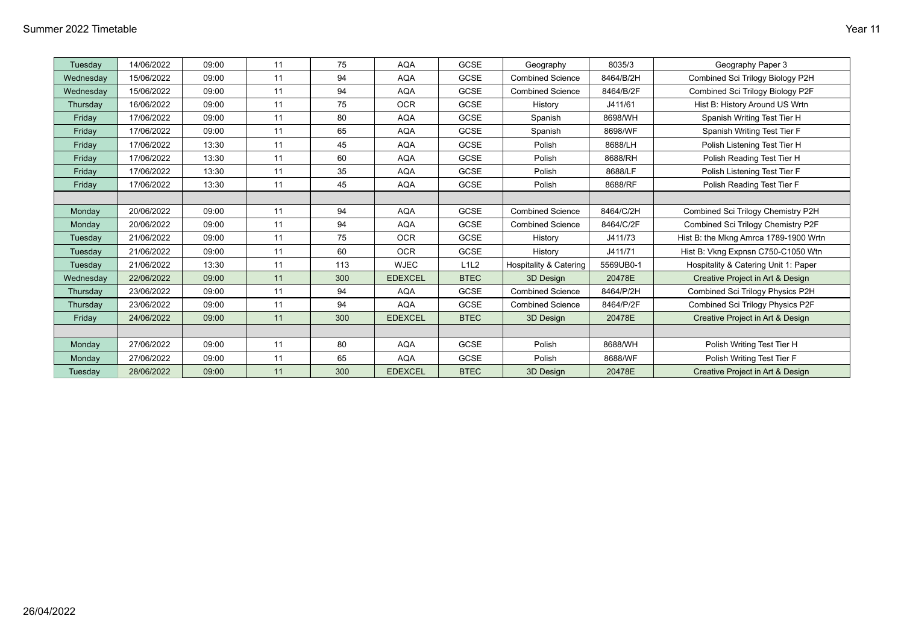| | | | | | | | | | |
|---|---|---|---|---|---|---|---|---|---|
| Tuesday | 14/06/2022 | 09:00 | 11 | 75 | AQA | GCSE | Geography | 8035/3 | Geography Paper 3 |
| Wednesday | 15/06/2022 | 09:00 | 11 | 94 | AQA | GCSE | Combined Science | 8464/B/2H | Combined Sci Trilogy Biology P2H |
| Wednesday | 15/06/2022 | 09:00 | 11 | 94 | AQA | GCSE | Combined Science | 8464/B/2F | Combined Sci Trilogy Biology P2F |
| Thursday | 16/06/2022 | 09:00 | 11 | 75 | OCR | GCSE | History | J411/61 | Hist B: History Around US Wrtn |
| Friday | 17/06/2022 | 09:00 | 11 | 80 | AQA | GCSE | Spanish | 8698/WH | Spanish Writing Test Tier H |
| Friday | 17/06/2022 | 09:00 | 11 | 65 | AQA | GCSE | Spanish | 8698/WF | Spanish Writing Test Tier F |
| Friday | 17/06/2022 | 13:30 | 11 | 45 | AQA | GCSE | Polish | 8688/LH | Polish Listening Test Tier H |
| Friday | 17/06/2022 | 13:30 | 11 | 60 | AQA | GCSE | Polish | 8688/RH | Polish Reading Test Tier H |
| Friday | 17/06/2022 | 13:30 | 11 | 35 | AQA | GCSE | Polish | 8688/LF | Polish Listening Test Tier F |
| Friday | 17/06/2022 | 13:30 | 11 | 45 | AQA | GCSE | Polish | 8688/RF | Polish Reading Test Tier F |
| | | | | | | | | | |
| Monday | 20/06/2022 | 09:00 | 11 | 94 | AQA | GCSE | Combined Science | 8464/C/2H | Combined Sci Trilogy Chemistry P2H |
| Monday | 20/06/2022 | 09:00 | 11 | 94 | AQA | GCSE | Combined Science | 8464/C/2F | Combined Sci Trilogy Chemistry P2F |
| Tuesday | 21/06/2022 | 09:00 | 11 | 75 | OCR | GCSE | History | J411/73 | Hist B: the Mkng Amrca 1789-1900 Wrtn |
| Tuesday | 21/06/2022 | 09:00 | 11 | 60 | OCR | GCSE | History | J411/71 | Hist B: Vkng Expnsn C750-C1050 Wtn |
| Tuesday | 21/06/2022 | 13:30 | 11 | 113 | WJEC | L1L2 | Hospitality & Catering | 5569UB0-1 | Hospitality & Catering Unit 1: Paper |
| Wednesday | 22/06/2022 | 09:00 | 11 | 300 | EDEXCEL | BTEC | 3D Design | 20478E | Creative Project in Art & Design |
| Thursday | 23/06/2022 | 09:00 | 11 | 94 | AQA | GCSE | Combined Science | 8464/P/2H | Combined Sci Trilogy Physics P2H |
| Thursday | 23/06/2022 | 09:00 | 11 | 94 | AQA | GCSE | Combined Science | 8464/P/2F | Combined Sci Trilogy Physics P2F |
| Friday | 24/06/2022 | 09:00 | 11 | 300 | EDEXCEL | BTEC | 3D Design | 20478E | Creative Project in Art & Design |
| | | | | | | | | | |
| Monday | 27/06/2022 | 09:00 | 11 | 80 | AQA | GCSE | Polish | 8688/WH | Polish Writing Test Tier H |
| Monday | 27/06/2022 | 09:00 | 11 | 65 | AQA | GCSE | Polish | 8688/WF | Polish Writing Test Tier F |
| Tuesday | 28/06/2022 | 09:00 | 11 | 300 | EDEXCEL | BTEC | 3D Design | 20478E | Creative Project in Art & Design |